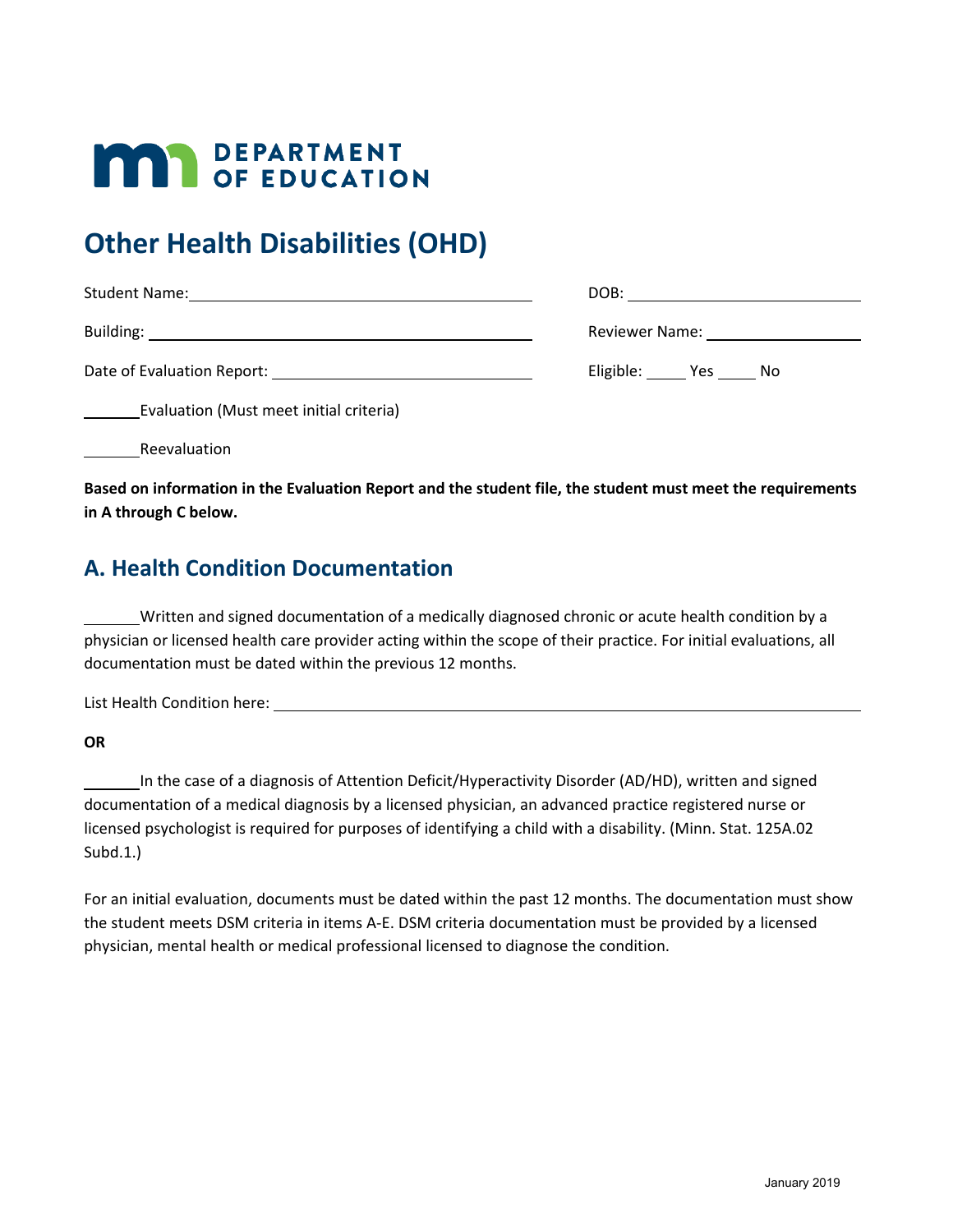DEPARTMENT OF EDUCATION

# Other Health Disabilities (OHD)

Student Name: ______________________________ DOB: ______________________

Building: ______________________________ Reviewer Name: ______________________

Date of Evaluation Report: ______________________ Eligible: _____ Yes _____ No

_______ Evaluation (Must meet initial criteria)

_______ Reevaluation

**Based on information in the Evaluation Report and the student file, the student must meet the requirements in A through C below.**

## A. Health Condition Documentation

_______ Written and signed documentation of a medically diagnosed chronic or acute health condition by a physician or licensed health care provider acting within the scope of their practice. For initial evaluations, all documentation must be dated within the previous 12 months.

List Health Condition here: ______________________________________________

**OR**

_______ In the case of a diagnosis of Attention Deficit/Hyperactivity Disorder (AD/HD), written and signed documentation of a medical diagnosis by a licensed physician, an advanced practice registered nurse or licensed psychologist is required for purposes of identifying a child with a disability. (Minn. Stat. 125A.02 Subd.1.)

For an initial evaluation, documents must be dated within the past 12 months. The documentation must show the student meets DSM criteria in items A-E. DSM criteria documentation must be provided by a licensed physician, mental health or medical professional licensed to diagnose the condition.

January 2019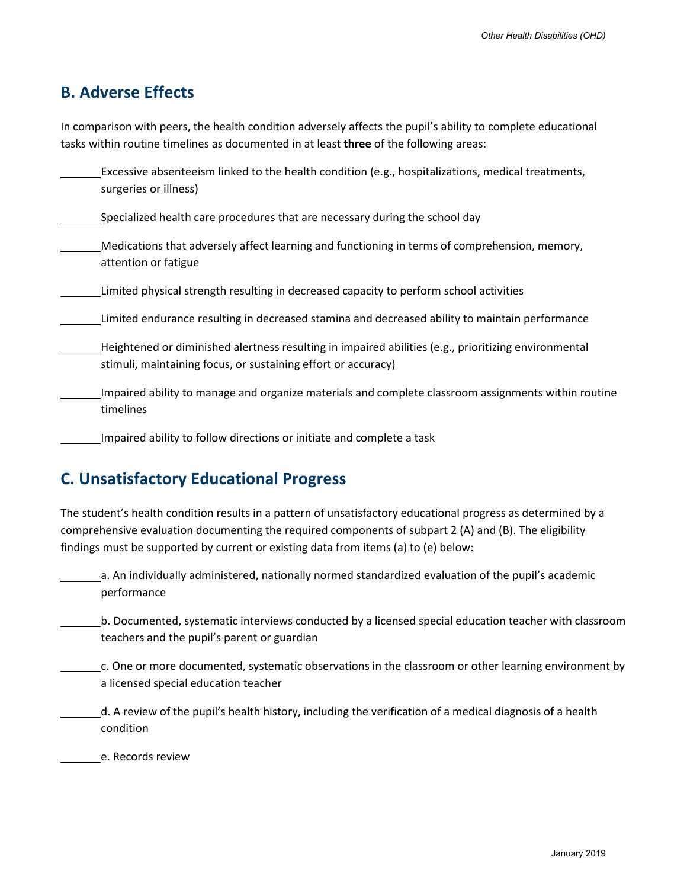## B. Adverse Effects

In comparison with peers, the health condition adversely affects the pupil's ability to complete educational tasks within routine timelines as documented in at least **three** of the following areas:

_______ Excessive absenteeism linked to the health condition (e.g., hospitalizations, medical treatments, surgeries or illness)

_______ Specialized health care procedures that are necessary during the school day

_______ Medications that adversely affect learning and functioning in terms of comprehension, memory, attention or fatigue

_______ Limited physical strength resulting in decreased capacity to perform school activities

_______ Limited endurance resulting in decreased stamina and decreased ability to maintain performance

_______ Heightened or diminished alertness resulting in impaired abilities (e.g., prioritizing environmental stimuli, maintaining focus, or sustaining effort or accuracy)

_______ Impaired ability to manage and organize materials and complete classroom assignments within routine timelines

_______ Impaired ability to follow directions or initiate and complete a task

## C. Unsatisfactory Educational Progress

The student's health condition results in a pattern of unsatisfactory educational progress as determined by a comprehensive evaluation documenting the required components of subpart 2 (A) and (B). The eligibility findings must be supported by current or existing data from items (a) to (e) below:

_______ a. An individually administered, nationally normed standardized evaluation of the pupil's academic performance

_______ b. Documented, systematic interviews conducted by a licensed special education teacher with classroom teachers and the pupil's parent or guardian

_______ c. One or more documented, systematic observations in the classroom or other learning environment by a licensed special education teacher

_______ d. A review of the pupil's health history, including the verification of a medical diagnosis of a health condition

_______ e. Records review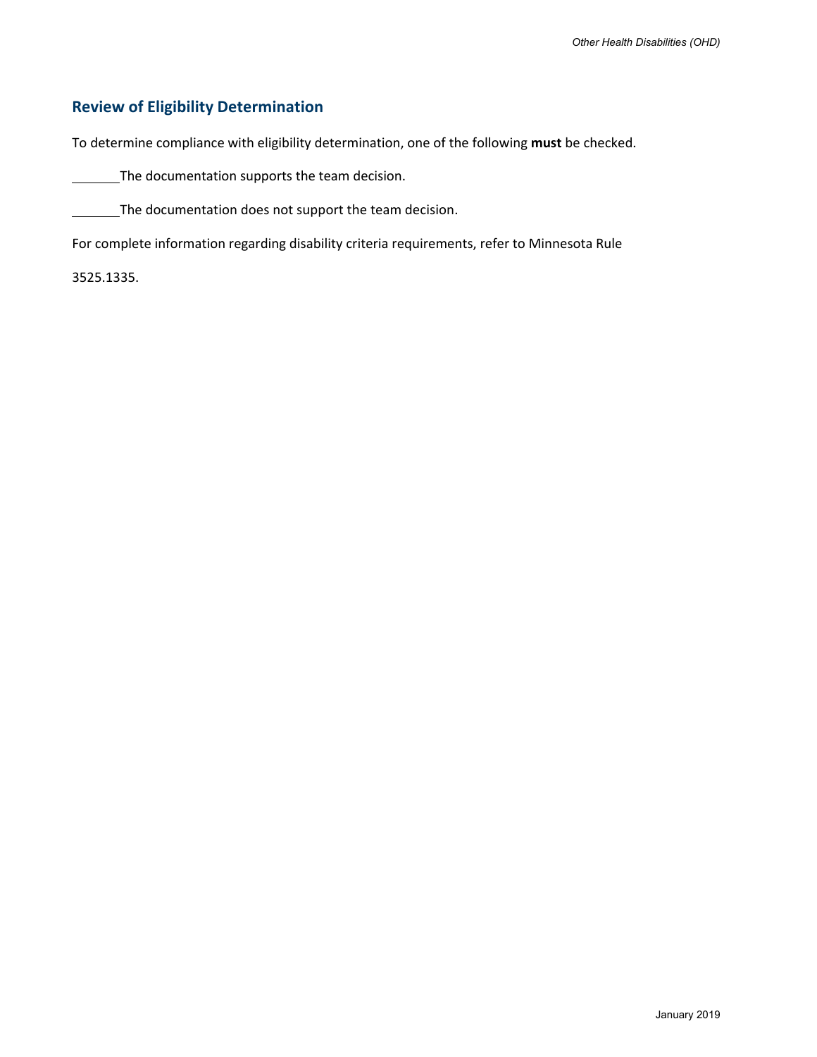## Review of Eligibility Determination

To determine compliance with eligibility determination, one of the following **must** be checked.

_______The documentation supports the team decision.

_______The documentation does not support the team decision.

For complete information regarding disability criteria requirements, refer to Minnesota Rule 3525.1335.